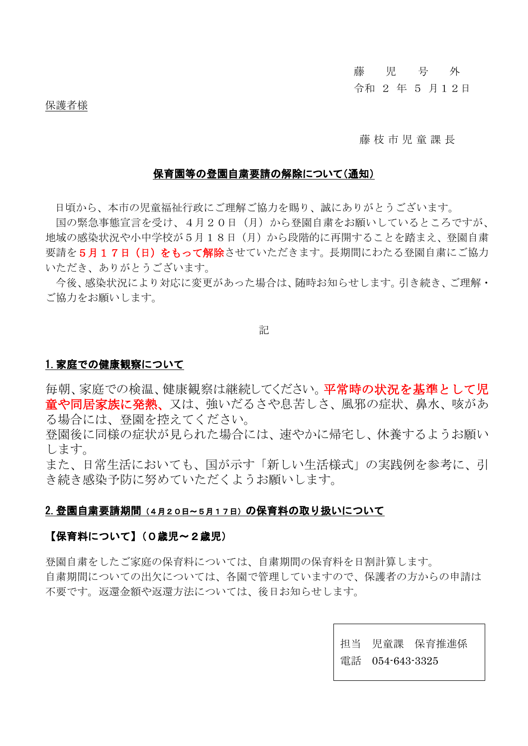藤　児　号　外
令和 ２ 年 ５ 月１２日

保護者様

藤枝市児童課長

## 保育園等の登園自粛要請の解除について（通知）

日頃から、本市の児童福祉行政にご理解ご協力を賜り、誠にありがとうございます。

国の緊急事態宣言を受け、４月２０日（月）から登園自粛をお願いしているところですが、地域の感染状況や小中学校が５月１８日（月）から段階的に再開することを踏まえ、登園自粛要請を**５月１７日（日）をもって解除**させていただきます。長期間にわたる登園自粛にご協力いただき、ありがとうございます。

今後、感染状況により対応に変更があった場合は、随時お知らせします。引き続き、ご理解・ご協力をお願いします。

記

### 1. 家庭での健康観察について

毎朝、家庭での検温、健康観察は継続してください。**平常時の状況を基準として児童や同居家族に発熱、**又は、強いだるさや息苦しさ、風邪の症状、鼻水、咳がある場合には、登園を控えてください。

登園後に同様の症状が見られた場合には、速やかに帰宅し、休養するようお願いします。

また、日常生活においても、国が示す「新しい生活様式」の実践例を参考に、引き続き感染予防に努めていただくようお願いします。

### 2. 登園自粛要請期間（４月２０日～５月１７日）の保育料の取り扱いについて

**【保育料について】（０歳児～２歳児）**

登園自粛をしたご家庭の保育料については、自粛期間の保育料を日割計算します。
自粛期間についての出欠については、各園で管理していますので、保護者の方からの申請は不要です。返還金額や返還方法については、後日お知らせします。

担当　児童課　保育推進係
電話　054-643-3325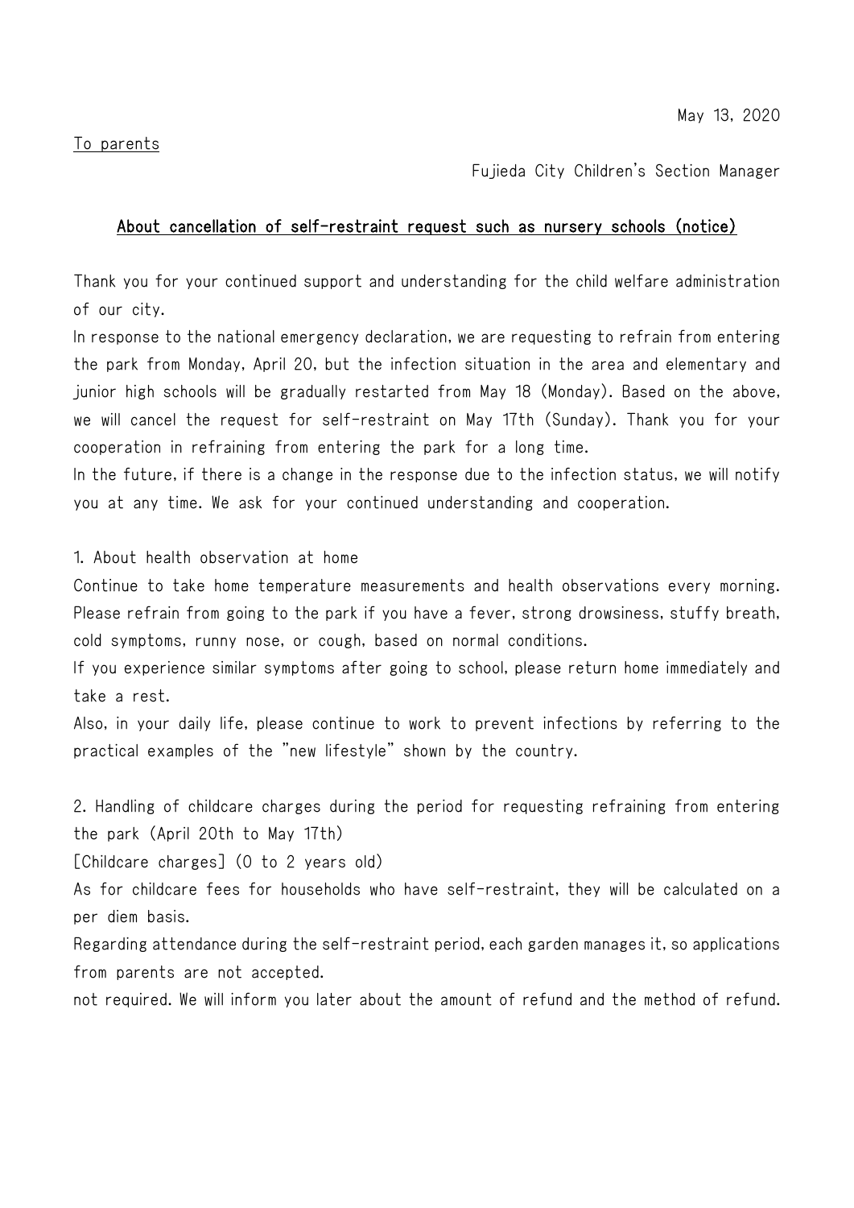May 13, 2020

To parents

Fujieda City Children's Section Manager

## About cancellation of self-restraint request such as nursery schools (notice)

Thank you for your continued support and understanding for the child welfare administration of our city.
In response to the national emergency declaration, we are requesting to refrain from entering the park from Monday, April 20, but the infection situation in the area and elementary and junior high schools will be gradually restarted from May 18 (Monday). Based on the above, we will cancel the request for self-restraint on May 17th (Sunday). Thank you for your cooperation in refraining from entering the park for a long time.
In the future, if there is a change in the response due to the infection status, we will notify you at any time. We ask for your continued understanding and cooperation.

1. About health observation at home
Continue to take home temperature measurements and health observations every morning. Please refrain from going to the park if you have a fever, strong drowsiness, stuffy breath, cold symptoms, runny nose, or cough, based on normal conditions.
If you experience similar symptoms after going to school, please return home immediately and take a rest.
Also, in your daily life, please continue to work to prevent infections by referring to the practical examples of the "new lifestyle" shown by the country.

2. Handling of childcare charges during the period for requesting refraining from entering the park (April 20th to May 17th)
[Childcare charges] (0 to 2 years old)
As for childcare fees for households who have self-restraint, they will be calculated on a per diem basis.
Regarding attendance during the self-restraint period, each garden manages it, so applications from parents are not accepted.
not required. We will inform you later about the amount of refund and the method of refund.